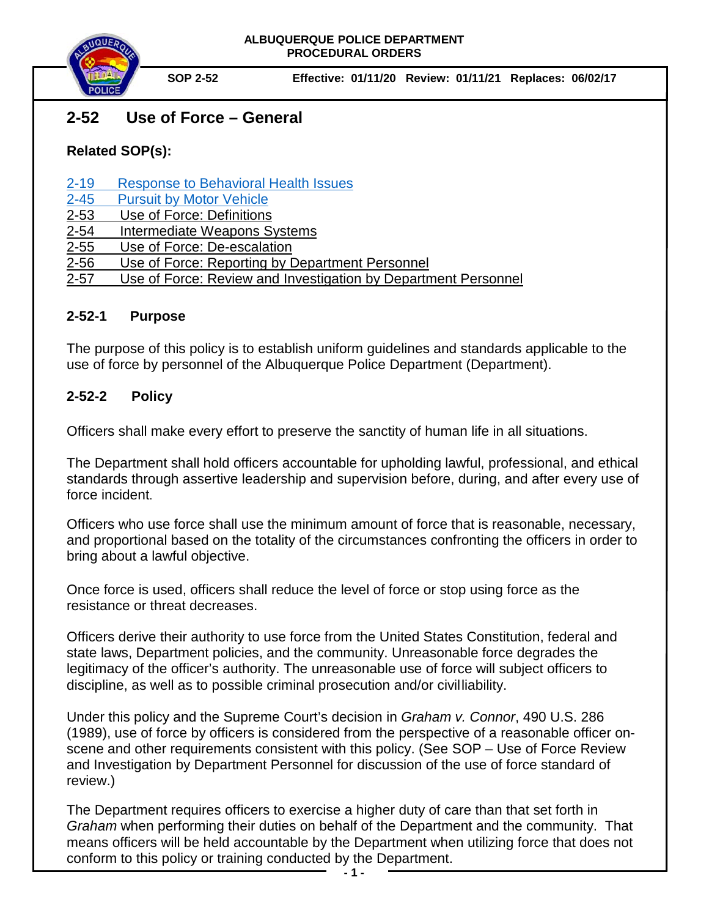**ALBUQUERQUE POLICE DEPARTMENT**
**PROCEDURAL ORDERS**

**SOP 2-52** **Effective: 01/11/20 Review: 01/11/21 Replaces: 06/02/17**

# 2-52 Use of Force – General

**Related SOP(s):**

2-19 Response to Behavioral Health Issues
2-45 Pursuit by Motor Vehicle
2-53 Use of Force: Definitions
2-54 Intermediate Weapons Systems
2-55 Use of Force: De-escalation
2-56 Use of Force: Reporting by Department Personnel
2-57 Use of Force: Review and Investigation by Department Personnel

## 2-52-1 Purpose

The purpose of this policy is to establish uniform guidelines and standards applicable to the use of force by personnel of the Albuquerque Police Department (Department).

## 2-52-2 Policy

Officers shall make every effort to preserve the sanctity of human life in all situations.

The Department shall hold officers accountable for upholding lawful, professional, and ethical standards through assertive leadership and supervision before, during, and after every use of force incident.

Officers who use force shall use the minimum amount of force that is reasonable, necessary, and proportional based on the totality of the circumstances confronting the officers in order to bring about a lawful objective.

Once force is used, officers shall reduce the level of force or stop using force as the resistance or threat decreases.

Officers derive their authority to use force from the United States Constitution, federal and state laws, Department policies, and the community. Unreasonable force degrades the legitimacy of the officer's authority. The unreasonable use of force will subject officers to discipline, as well as to possible criminal prosecution and/or civilliability.

Under this policy and the Supreme Court's decision in *Graham v. Connor*, 490 U.S. 286 (1989), use of force by officers is considered from the perspective of a reasonable officer on-scene and other requirements consistent with this policy. (See SOP – Use of Force Review and Investigation by Department Personnel for discussion of the use of force standard of review.)

The Department requires officers to exercise a higher duty of care than that set forth in *Graham* when performing their duties on behalf of the Department and the community. That means officers will be held accountable by the Department when utilizing force that does not conform to this policy or training conducted by the Department.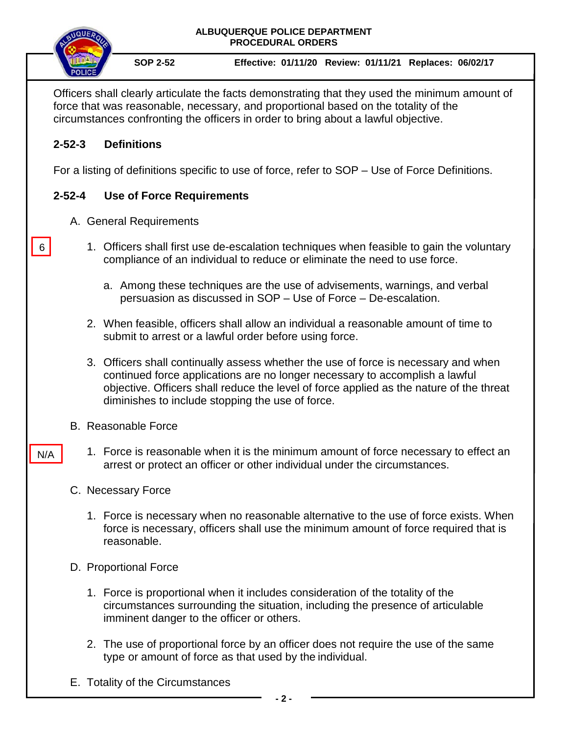Officers shall clearly articulate the facts demonstrating that they used the minimum amount of force that was reasonable, necessary, and proportional based on the totality of the circumstances confronting the officers in order to bring about a lawful objective.

## 2-52-3 Definitions

For a listing of definitions specific to use of force, refer to SOP – Use of Force Definitions.

## 2-52-4 Use of Force Requirements

A. General Requirements

6

1. Officers shall first use de-escalation techniques when feasible to gain the voluntary compliance of an individual to reduce or eliminate the need to use force.
    a. Among these techniques are the use of advisements, warnings, and verbal persuasion as discussed in SOP – Use of Force – De-escalation.
2. When feasible, officers shall allow an individual a reasonable amount of time to submit to arrest or a lawful order before using force.
3. Officers shall continually assess whether the use of force is necessary and when continued force applications are no longer necessary to accomplish a lawful objective. Officers shall reduce the level of force applied as the nature of the threat diminishes to include stopping the use of force.

B. Reasonable Force

N/A

1. Force is reasonable when it is the minimum amount of force necessary to effect an arrest or protect an officer or other individual under the circumstances.

C. Necessary Force

1. Force is necessary when no reasonable alternative to the use of force exists. When force is necessary, officers shall use the minimum amount of force required that is reasonable.

D. Proportional Force

1. Force is proportional when it includes consideration of the totality of the circumstances surrounding the situation, including the presence of articulable imminent danger to the officer or others.
2. The use of proportional force by an officer does not require the use of the same type or amount of force as that used by the individual.

E. Totality of the Circumstances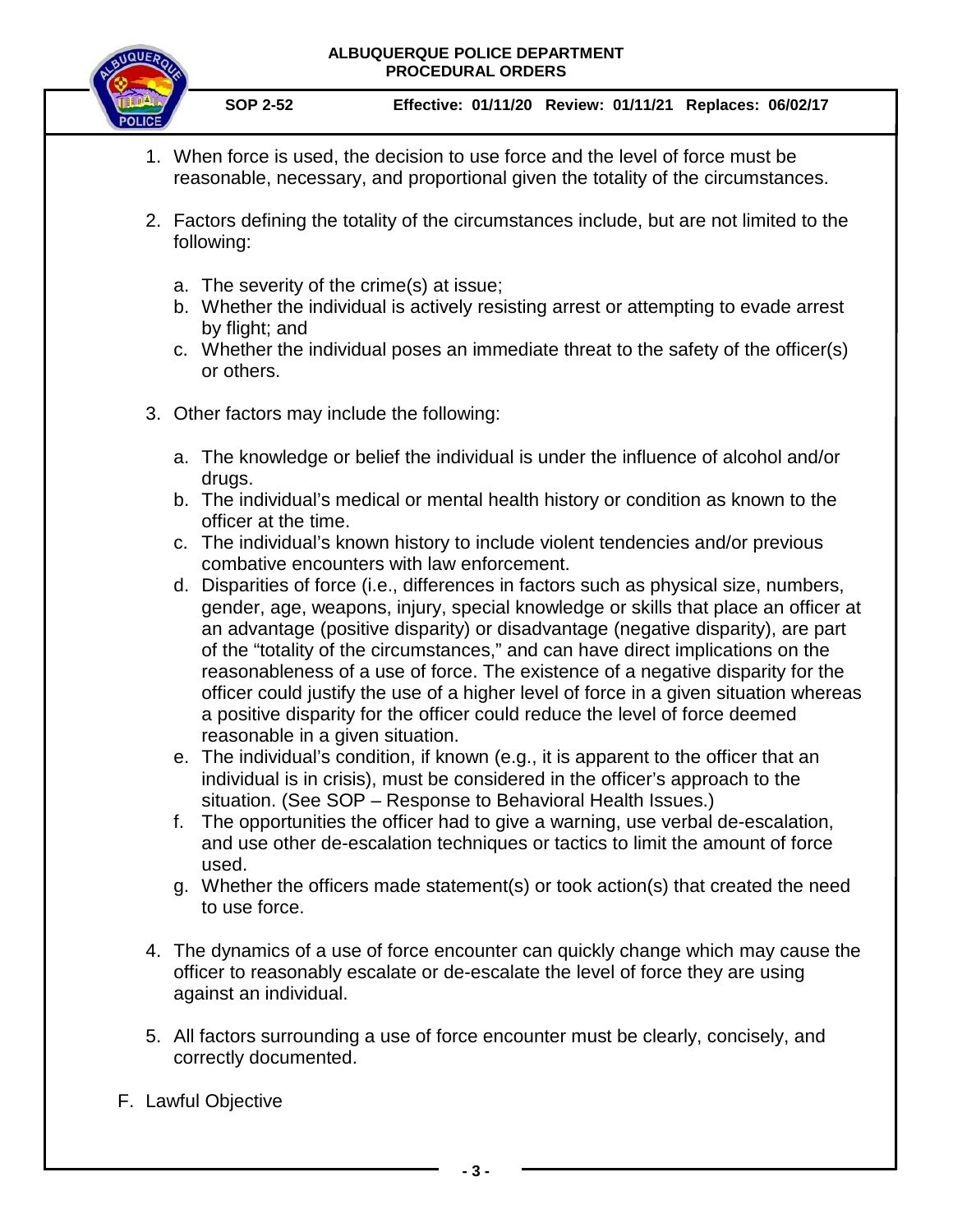1. When force is used, the decision to use force and the level of force must be reasonable, necessary, and proportional given the totality of the circumstances.

2. Factors defining the totality of the circumstances include, but are not limited to the following:

   a. The severity of the crime(s) at issue;
   b. Whether the individual is actively resisting arrest or attempting to evade arrest by flight; and
   c. Whether the individual poses an immediate threat to the safety of the officer(s) or others.

3. Other factors may include the following:

   a. The knowledge or belief the individual is under the influence of alcohol and/or drugs.
   b. The individual's medical or mental health history or condition as known to the officer at the time.
   c. The individual's known history to include violent tendencies and/or previous combative encounters with law enforcement.
   d. Disparities of force (i.e., differences in factors such as physical size, numbers, gender, age, weapons, injury, special knowledge or skills that place an officer at an advantage (positive disparity) or disadvantage (negative disparity), are part of the "totality of the circumstances," and can have direct implications on the reasonableness of a use of force. The existence of a negative disparity for the officer could justify the use of a higher level of force in a given situation whereas a positive disparity for the officer could reduce the level of force deemed reasonable in a given situation.
   e. The individual's condition, if known (e.g., it is apparent to the officer that an individual is in crisis), must be considered in the officer's approach to the situation. (See SOP – Response to Behavioral Health Issues.)
   f. The opportunities the officer had to give a warning, use verbal de-escalation, and use other de-escalation techniques or tactics to limit the amount of force used.
   g. Whether the officers made statement(s) or took action(s) that created the need to use force.

4. The dynamics of a use of force encounter can quickly change which may cause the officer to reasonably escalate or de-escalate the level of force they are using against an individual.

5. All factors surrounding a use of force encounter must be clearly, concisely, and correctly documented.

F. Lawful Objective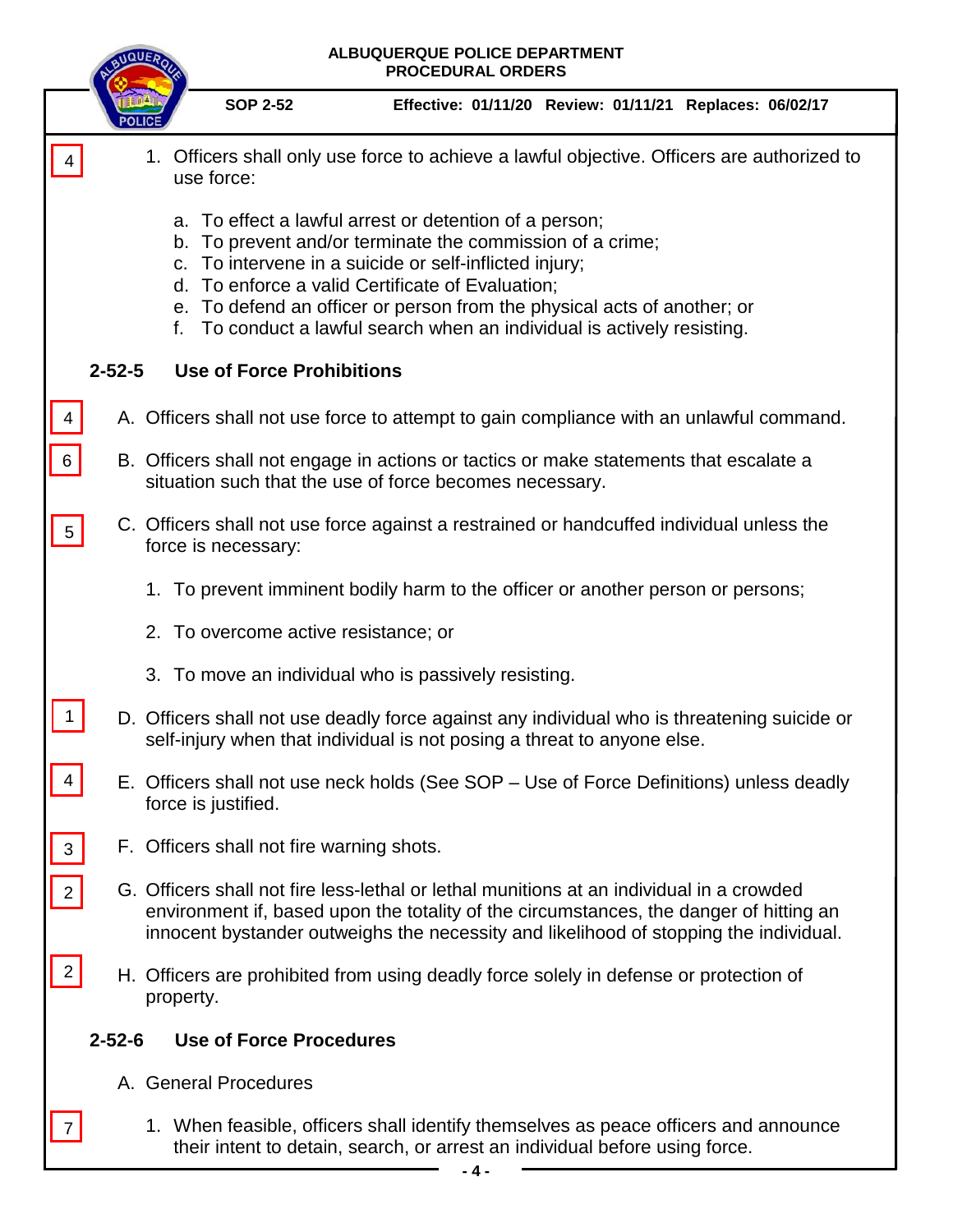4

1. Officers shall only use force to achieve a lawful objective. Officers are authorized to use force:

    a. To effect a lawful arrest or detention of a person;
    b. To prevent and/or terminate the commission of a crime;
    c. To intervene in a suicide or self-inflicted injury;
    d. To enforce a valid Certificate of Evaluation;
    e. To defend an officer or person from the physical acts of another; or
    f. To conduct a lawful search when an individual is actively resisting.

## 2-52-5 Use of Force Prohibitions

4

A. Officers shall not use force to attempt to gain compliance with an unlawful command.

6

B. Officers shall not engage in actions or tactics or make statements that escalate a situation such that the use of force becomes necessary.

5

C. Officers shall not use force against a restrained or handcuffed individual unless the force is necessary:

    1. To prevent imminent bodily harm to the officer or another person or persons;

    2. To overcome active resistance; or

    3. To move an individual who is passively resisting.

1

D. Officers shall not use deadly force against any individual who is threatening suicide or self-injury when that individual is not posing a threat to anyone else.

4

E. Officers shall not use neck holds (See SOP – Use of Force Definitions) unless deadly force is justified.

3

F. Officers shall not fire warning shots.

2

G. Officers shall not fire less-lethal or lethal munitions at an individual in a crowded environment if, based upon the totality of the circumstances, the danger of hitting an innocent bystander outweighs the necessity and likelihood of stopping the individual.

2

H. Officers are prohibited from using deadly force solely in defense or protection of property.

## 2-52-6 Use of Force Procedures

A. General Procedures

7

1. When feasible, officers shall identify themselves as peace officers and announce their intent to detain, search, or arrest an individual before using force.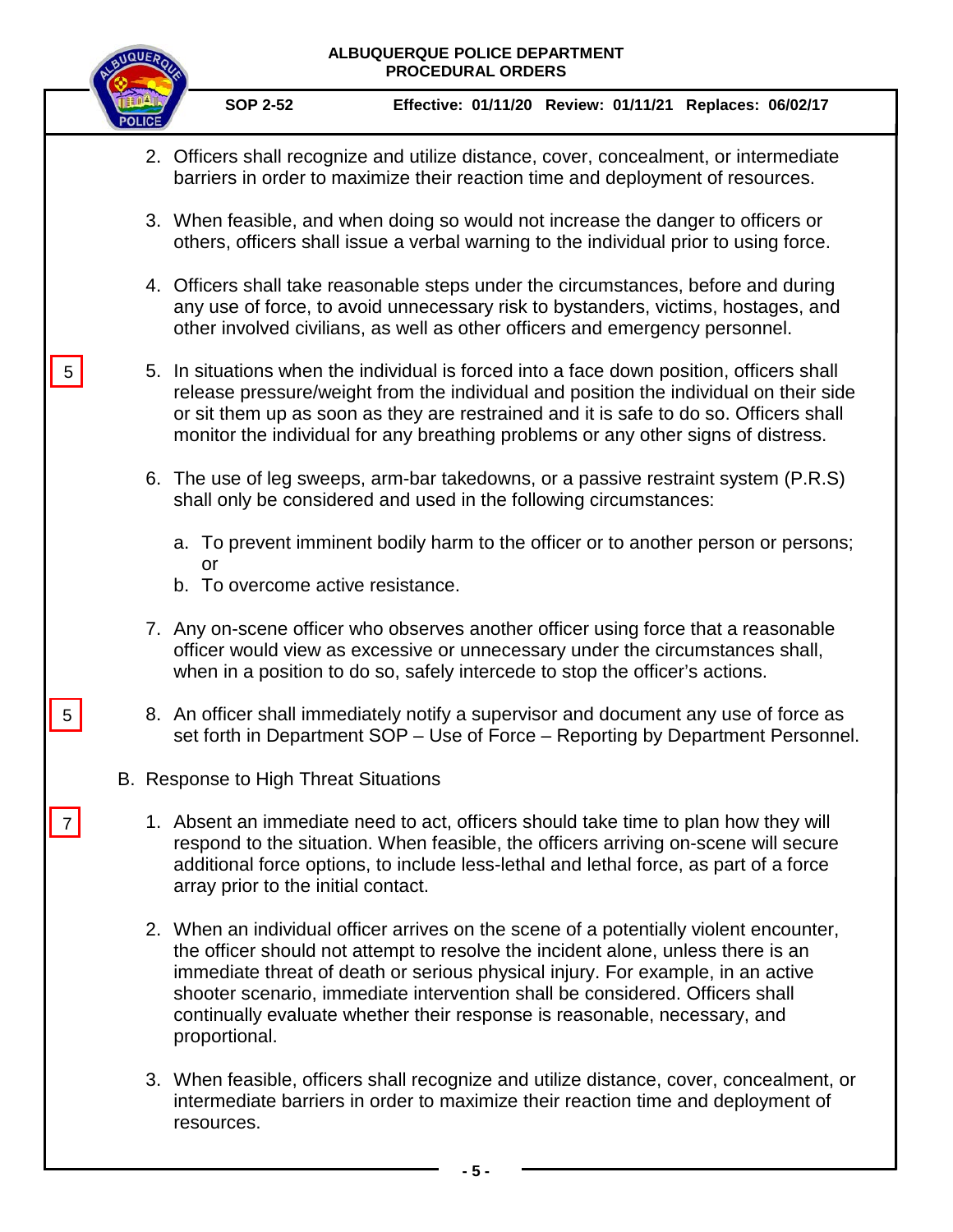5

2. Officers shall recognize and utilize distance, cover, concealment, or intermediate barriers in order to maximize their reaction time and deployment of resources.

3. When feasible, and when doing so would not increase the danger to officers or others, officers shall issue a verbal warning to the individual prior to using force.

4. Officers shall take reasonable steps under the circumstances, before and during any use of force, to avoid unnecessary risk to bystanders, victims, hostages, and other involved civilians, as well as other officers and emergency personnel.

5. In situations when the individual is forced into a face down position, officers shall release pressure/weight from the individual and position the individual on their side or sit them up as soon as they are restrained and it is safe to do so. Officers shall monitor the individual for any breathing problems or any other signs of distress.

6. The use of leg sweeps, arm-bar takedowns, or a passive restraint system (P.R.S) shall only be considered and used in the following circumstances:

   a. To prevent imminent bodily harm to the officer or to another person or persons; or
   b. To overcome active resistance.

7. Any on-scene officer who observes another officer using force that a reasonable officer would view as excessive or unnecessary under the circumstances shall, when in a position to do so, safely intercede to stop the officer's actions.

5

8. An officer shall immediately notify a supervisor and document any use of force as set forth in Department SOP – Use of Force – Reporting by Department Personnel.

B. Response to High Threat Situations

7

1. Absent an immediate need to act, officers should take time to plan how they will respond to the situation. When feasible, the officers arriving on-scene will secure additional force options, to include less-lethal and lethal force, as part of a force array prior to the initial contact.

2. When an individual officer arrives on the scene of a potentially violent encounter, the officer should not attempt to resolve the incident alone, unless there is an immediate threat of death or serious physical injury. For example, in an active shooter scenario, immediate intervention shall be considered. Officers shall continually evaluate whether their response is reasonable, necessary, and proportional.

3. When feasible, officers shall recognize and utilize distance, cover, concealment, or intermediate barriers in order to maximize their reaction time and deployment of resources.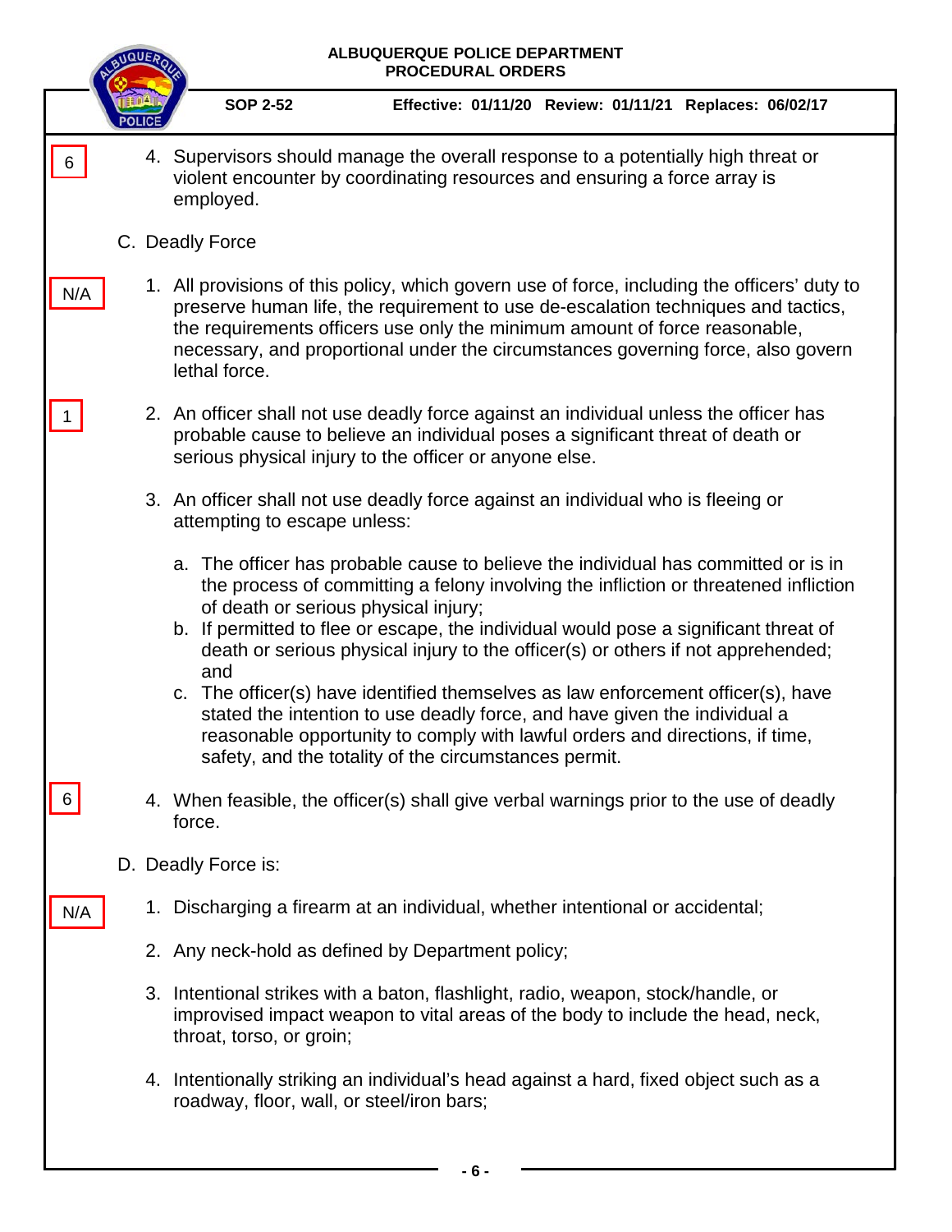6

4. Supervisors should manage the overall response to a potentially high threat or violent encounter by coordinating resources and ensuring a force array is employed.

C. Deadly Force

N/A

1. All provisions of this policy, which govern use of force, including the officers' duty to preserve human life, the requirement to use de-escalation techniques and tactics, the requirements officers use only the minimum amount of force reasonable, necessary, and proportional under the circumstances governing force, also govern lethal force.

1

2. An officer shall not use deadly force against an individual unless the officer has probable cause to believe an individual poses a significant threat of death or serious physical injury to the officer or anyone else.

3. An officer shall not use deadly force against an individual who is fleeing or attempting to escape unless:

   a. The officer has probable cause to believe the individual has committed or is in the process of committing a felony involving the infliction or threatened infliction of death or serious physical injury;
   b. If permitted to flee or escape, the individual would pose a significant threat of death or serious physical injury to the officer(s) or others if not apprehended; and
   c. The officer(s) have identified themselves as law enforcement officer(s), have stated the intention to use deadly force, and have given the individual a reasonable opportunity to comply with lawful orders and directions, if time, safety, and the totality of the circumstances permit.

6

4. When feasible, the officer(s) shall give verbal warnings prior to the use of deadly force.

D. Deadly Force is:

N/A

1. Discharging a firearm at an individual, whether intentional or accidental;

2. Any neck-hold as defined by Department policy;

3. Intentional strikes with a baton, flashlight, radio, weapon, stock/handle, or improvised impact weapon to vital areas of the body to include the head, neck, throat, torso, or groin;

4. Intentionally striking an individual's head against a hard, fixed object such as a roadway, floor, wall, or steel/iron bars;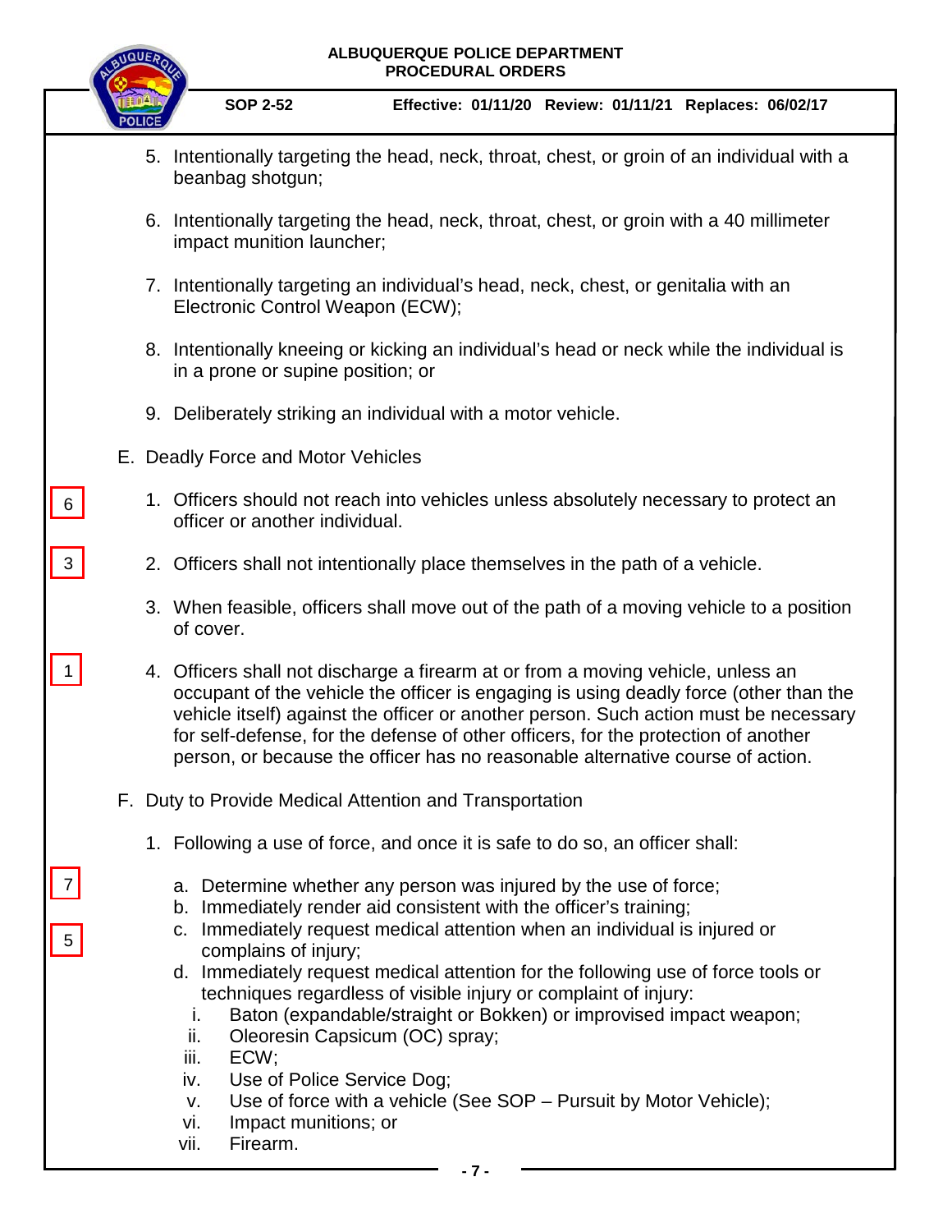5. Intentionally targeting the head, neck, throat, chest, or groin of an individual with a beanbag shotgun;

6. Intentionally targeting the head, neck, throat, chest, or groin with a 40 millimeter impact munition launcher;

7. Intentionally targeting an individual's head, neck, chest, or genitalia with an Electronic Control Weapon (ECW);

8. Intentionally kneeing or kicking an individual's head or neck while the individual is in a prone or supine position; or

9. Deliberately striking an individual with a motor vehicle.

E. Deadly Force and Motor Vehicles

6

1. Officers should not reach into vehicles unless absolutely necessary to protect an officer or another individual.

3

2. Officers shall not intentionally place themselves in the path of a vehicle.

3. When feasible, officers shall move out of the path of a moving vehicle to a position of cover.

1

4. Officers shall not discharge a firearm at or from a moving vehicle, unless an occupant of the vehicle the officer is engaging is using deadly force (other than the vehicle itself) against the officer or another person. Such action must be necessary for self-defense, for the defense of other officers, for the protection of another person, or because the officer has no reasonable alternative course of action.

F. Duty to Provide Medical Attention and Transportation

1. Following a use of force, and once it is safe to do so, an officer shall:

7

5

   a. Determine whether any person was injured by the use of force;
   b. Immediately render aid consistent with the officer's training;
   c. Immediately request medical attention when an individual is injured or complains of injury;
   d. Immediately request medical attention for the following use of force tools or techniques regardless of visible injury or complaint of injury:
      i. Baton (expandable/straight or Bokken) or improvised impact weapon;
      ii. Oleoresin Capsicum (OC) spray;
      iii. ECW;
      iv. Use of Police Service Dog;
      v. Use of force with a vehicle (See SOP – Pursuit by Motor Vehicle);
      vi. Impact munitions; or
      vii. Firearm.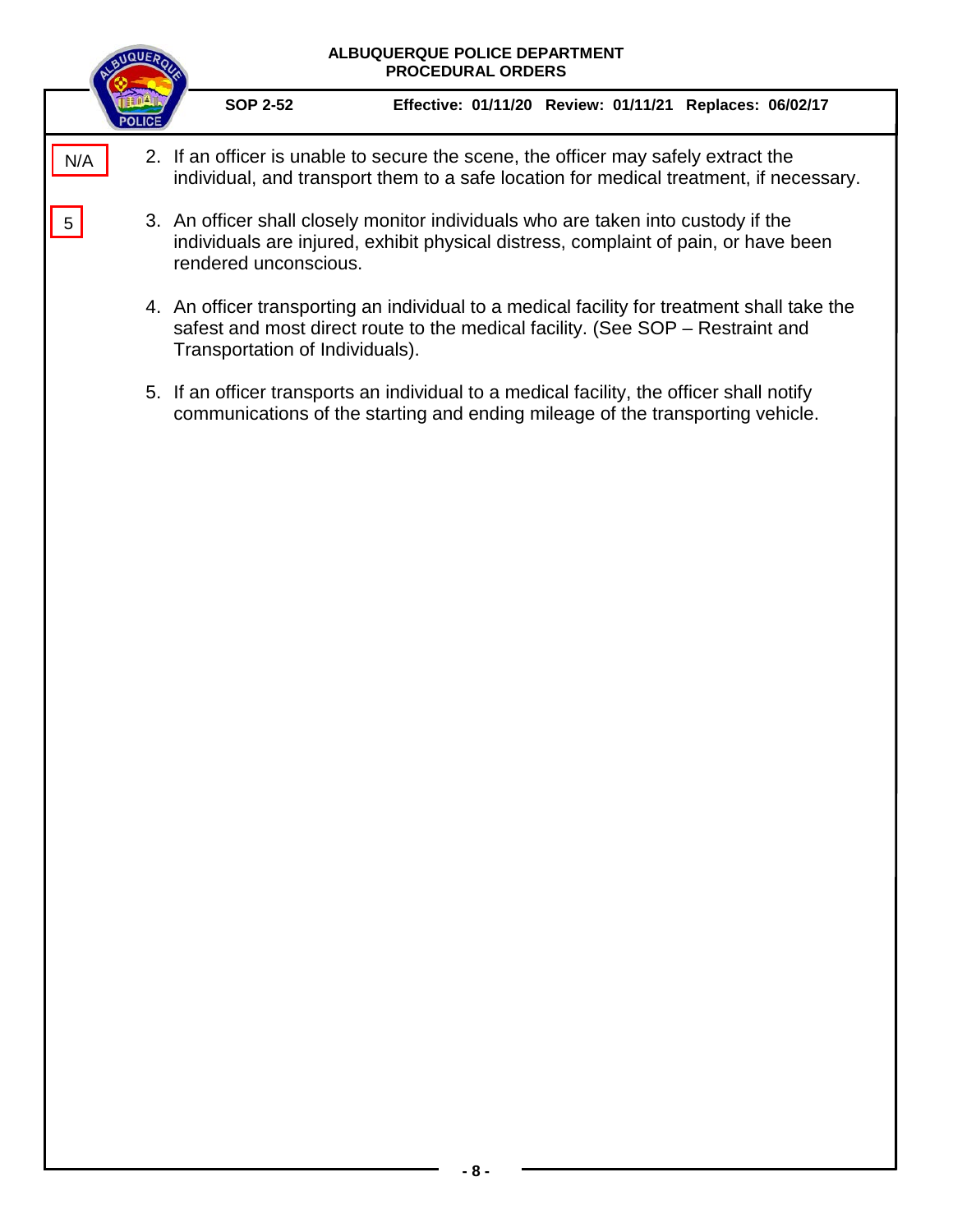N/A

2. If an officer is unable to secure the scene, the officer may safely extract the individual, and transport them to a safe location for medical treatment, if necessary.

5

3. An officer shall closely monitor individuals who are taken into custody if the individuals are injured, exhibit physical distress, complaint of pain, or have been rendered unconscious.

4. An officer transporting an individual to a medical facility for treatment shall take the safest and most direct route to the medical facility. (See SOP – Restraint and Transportation of Individuals).

5. If an officer transports an individual to a medical facility, the officer shall notify communications of the starting and ending mileage of the transporting vehicle.